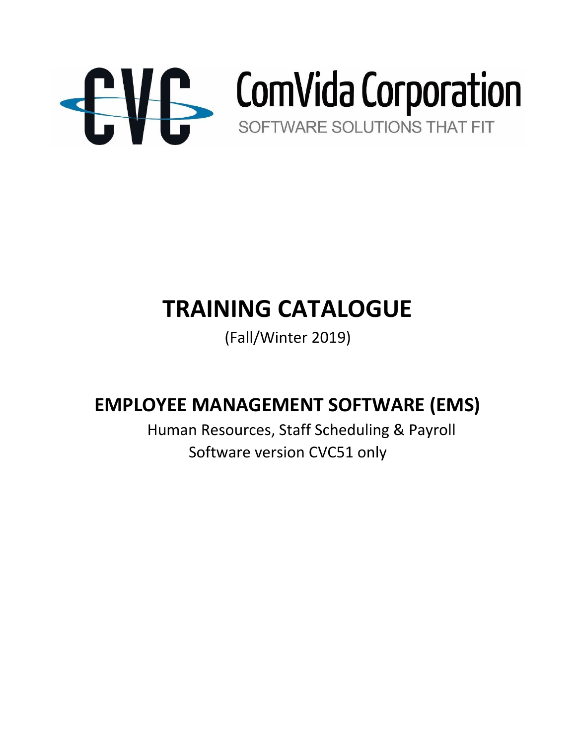CVC ComVida Corporation

SOFTWARE SOLUTIONS THAT FIT

# TRAINING CATALOGUE

(Fall/Winter 2019)

## EMPLOYEE MANAGEMENT SOFTWARE (EMS)

Human Resources, Staff Scheduling & Payroll

Software version CVC51 only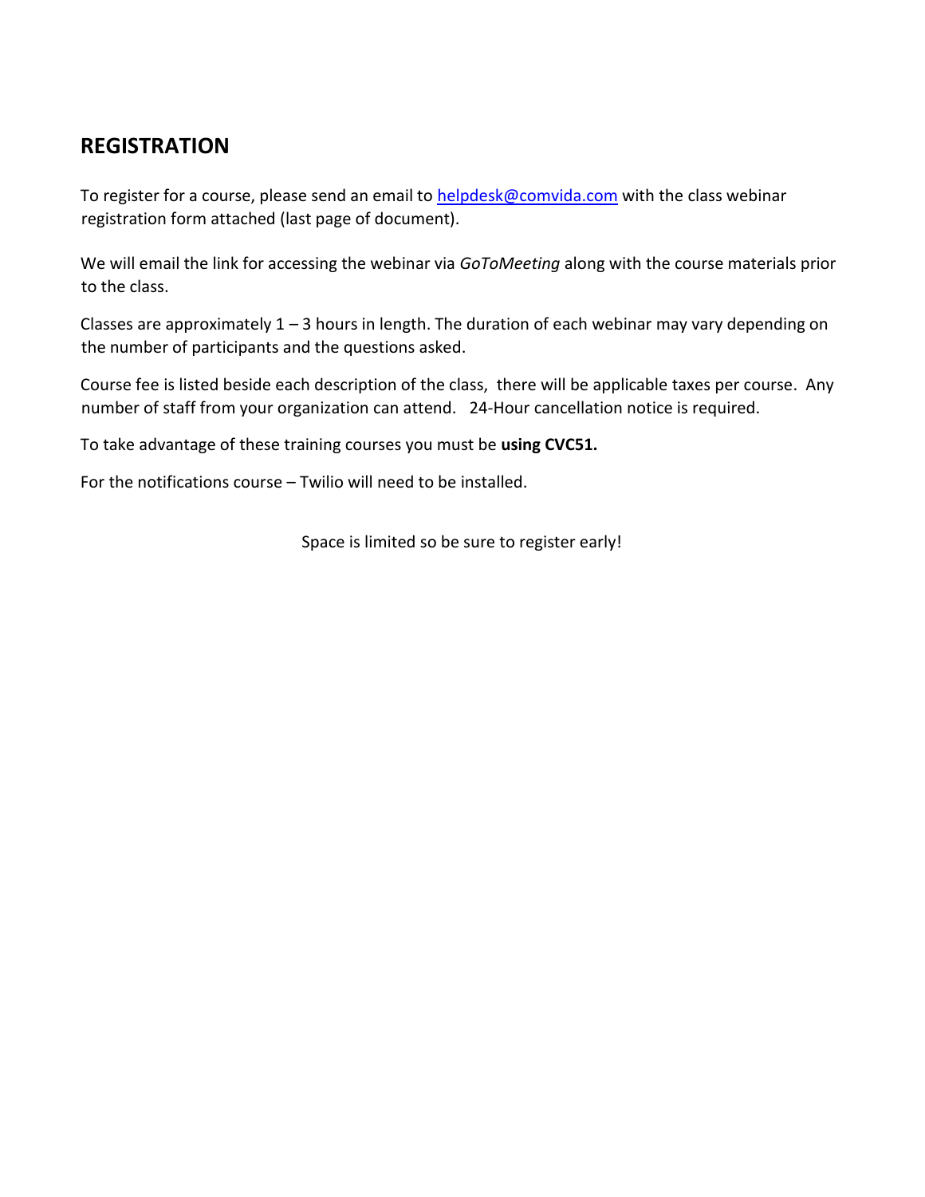## REGISTRATION

To register for a course, please send an email to [helpdesk@comvida.com](mailto:helpdesk@comvida.com) with the class webinar registration form attached (last page of document).

We will email the link for accessing the webinar via *GoToMeeting* along with the course materials prior to the class.

Classes are approximately 1 – 3 hours in length. The duration of each webinar may vary depending on the number of participants and the questions asked.

Course fee is listed beside each description of the class, there will be applicable taxes per course. Any number of staff from your organization can attend. 24-Hour cancellation notice is required.

To take advantage of these training courses you must be **using CVC51.**

For the notifications course – Twilio will need to be installed.

Space is limited so be sure to register early!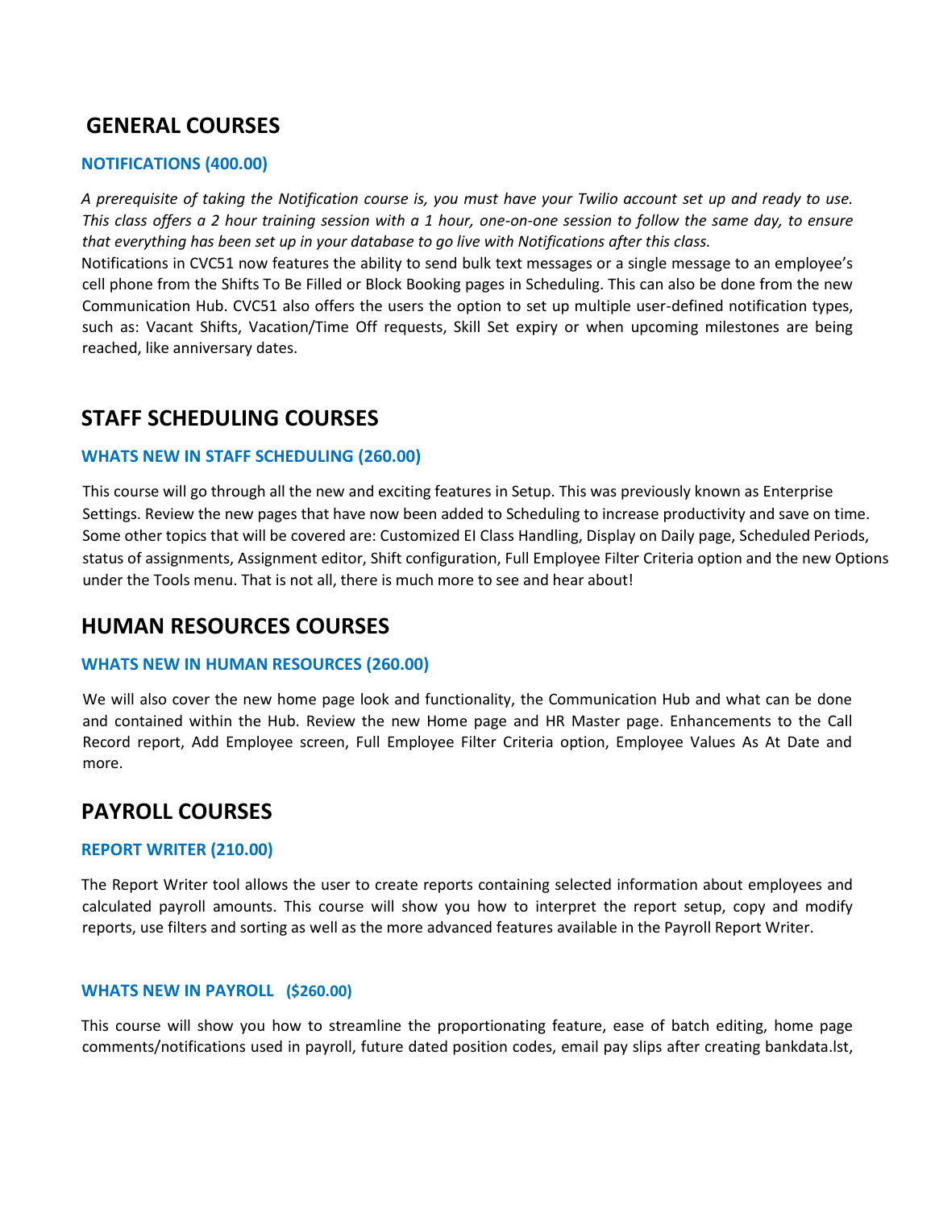## GENERAL COURSES

### NOTIFICATIONS (400.00)

*A prerequisite of taking the Notification course is, you must have your Twilio account set up and ready to use. This class offers a 2 hour training session with a 1 hour, one-on-one session to follow the same day, to ensure that everything has been set up in your database to go live with Notifications after this class.*

Notifications in CVC51 now features the ability to send bulk text messages or a single message to an employee's cell phone from the Shifts To Be Filled or Block Booking pages in Scheduling. This can also be done from the new Communication Hub. CVC51 also offers the users the option to set up multiple user-defined notification types, such as: Vacant Shifts, Vacation/Time Off requests, Skill Set expiry or when upcoming milestones are being reached, like anniversary dates.

## STAFF SCHEDULING COURSES

### WHATS NEW IN STAFF SCHEDULING (260.00)

This course will go through all the new and exciting features in Setup. This was previously known as Enterprise Settings. Review the new pages that have now been added to Scheduling to increase productivity and save on time. Some other topics that will be covered are: Customized EI Class Handling, Display on Daily page, Scheduled Periods, status of assignments, Assignment editor, Shift configuration, Full Employee Filter Criteria option and the new Options under the Tools menu. That is not all, there is much more to see and hear about!

## HUMAN RESOURCES COURSES

### WHATS NEW IN HUMAN RESOURCES (260.00)

We will also cover the new home page look and functionality, the Communication Hub and what can be done and contained within the Hub. Review the new Home page and HR Master page. Enhancements to the Call Record report, Add Employee screen, Full Employee Filter Criteria option, Employee Values As At Date and more.

## PAYROLL COURSES

### REPORT WRITER (210.00)

The Report Writer tool allows the user to create reports containing selected information about employees and calculated payroll amounts. This course will show you how to interpret the report setup, copy and modify reports, use filters and sorting as well as the more advanced features available in the Payroll Report Writer.

### WHATS NEW IN PAYROLL ($260.00)

This course will show you how to streamline the proportionating feature, ease of batch editing, home page comments/notifications used in payroll, future dated position codes, email pay slips after creating bankdata.lst,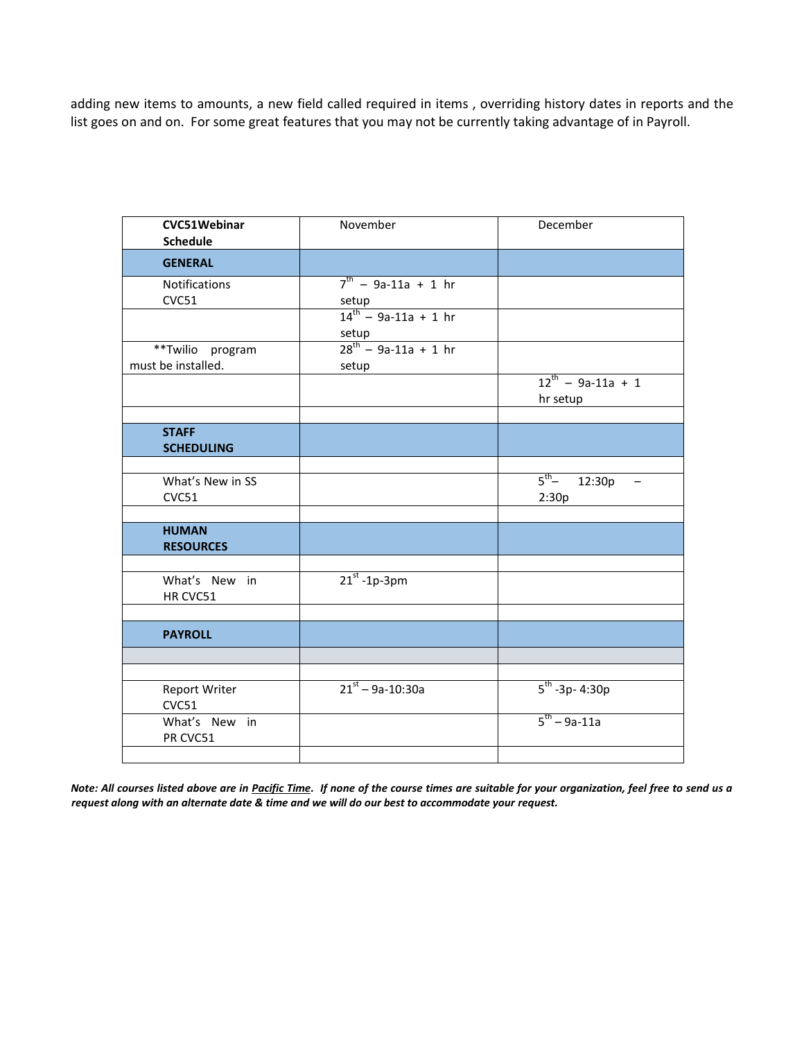adding new items to amounts, a new field called required in items , overriding history dates in reports and the list goes on and on. For some great features that you may not be currently taking advantage of in Payroll.

| **CVC51Webinar Schedule** | November | December |
|---|---|---|
| **GENERAL** | | |
| Notifications CVC51 | 7th – 9a-11a + 1 hr setup | |
| | 14th – 9a-11a + 1 hr setup | |
| **Twilio program must be installed. | 28th – 9a-11a + 1 hr setup | |
| | | 12th – 9a-11a + 1 hr setup |
| | | |
| **STAFF SCHEDULING** | | |
| | | |
| What's New in SS CVC51 | | 5th– 12:30p – 2:30p |
| | | |
| **HUMAN RESOURCES** | | |
| | | |
| What's New in HR CVC51 | 21st -1p-3pm | |
| | | |
| **PAYROLL** | | |
| | | |
| | | |
| Report Writer CVC51 | 21st – 9a-10:30a | 5th -3p- 4:30p |
| What's New in PR CVC51 | | 5th – 9a-11a |
| | | |

***Note: All courses listed above are in Pacific Time. If none of the course times are suitable for your organization, feel free to send us a request along with an alternate date & time and we will do our best to accommodate your request.***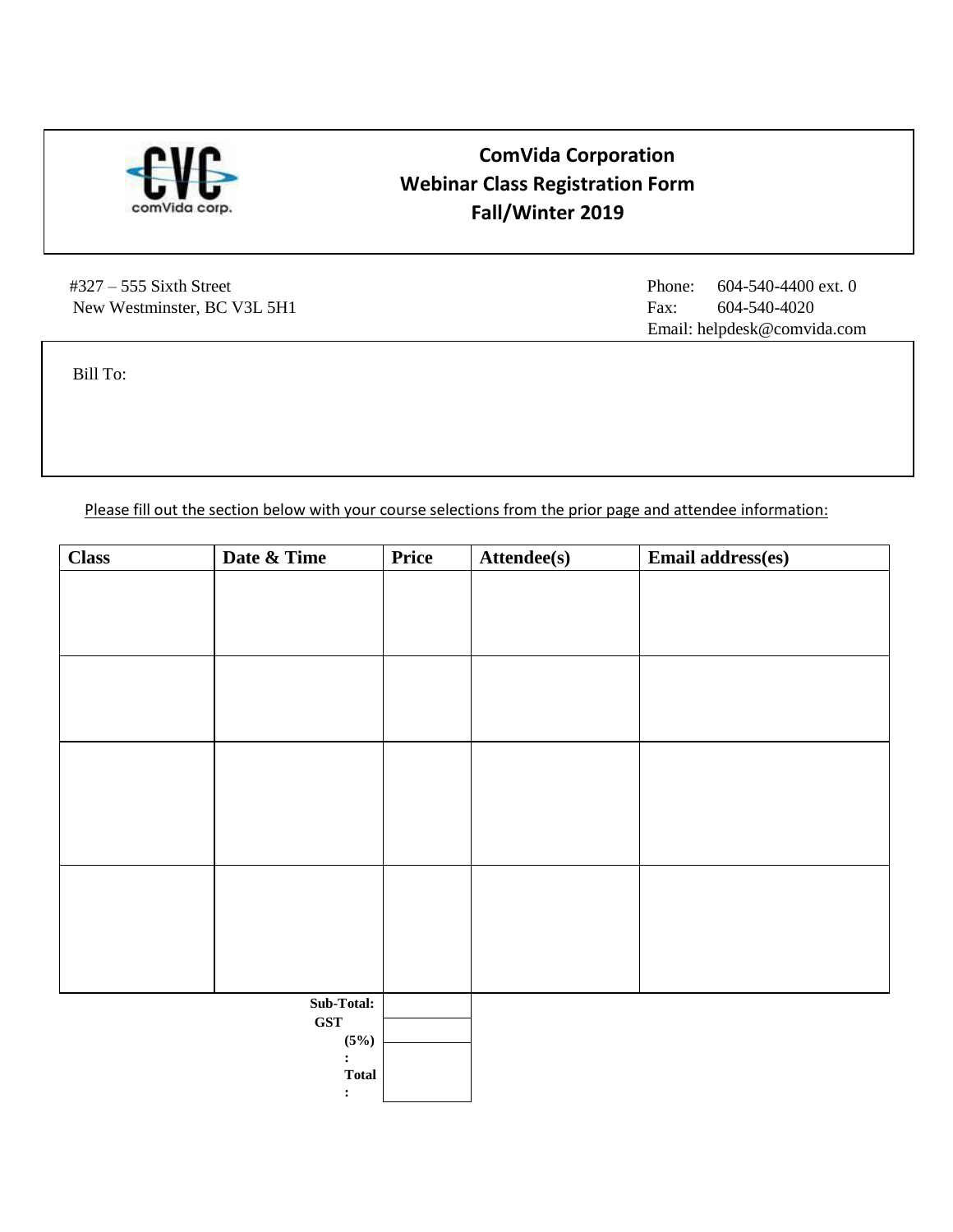# ComVida Corporation
## Webinar Class Registration Form
## Fall/Winter 2019

#327 – 555 Sixth Street
New Westminster, BC V3L 5H1

Phone: 604-540-4400 ext. 0
Fax: 604-540-4020
Email: helpdesk@comvida.com

Bill To:

Please fill out the section below with your course selections from the prior page and attendee information:

| Class | Date & Time | Price | Attendee(s) | Email address(es) |
|---|---|---|---|---|
| | | | | |
| | | | | |
| | | | | |
| | | | | |
| | **Sub-Total:** | | | |
| | **GST (5%):** | | | |
| | **Total:** | | | |